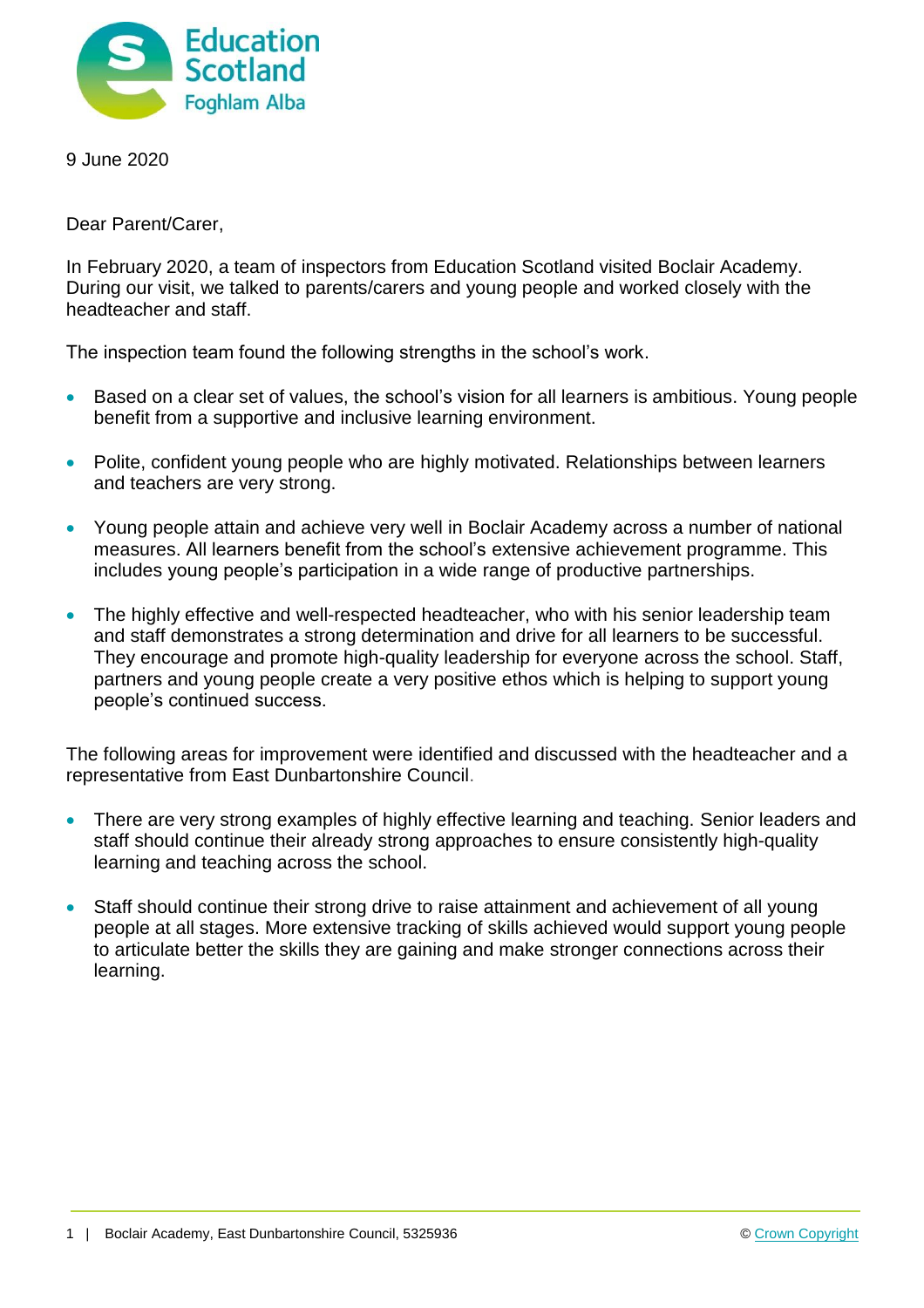9 June 2020

Dear Parent/Carer,

In February 2020, a team of inspectors from Education Scotland visited Boclair Academy. During our visit, we talked to parents/carers and young people and worked closely with the headteacher and staff.

The inspection team found the following strengths in the school's work.

- Based on a clear set of values, the school's vision for all learners is ambitious. Young people benefit from a supportive and inclusive learning environment.
- Polite, confident young people who are highly motivated. Relationships between learners and teachers are very strong.
- Young people attain and achieve very well in Boclair Academy across a number of national measures. All learners benefit from the school's extensive achievement programme. This includes young people's participation in a wide range of productive partnerships.
- The highly effective and well-respected headteacher, who with his senior leadership team and staff demonstrates a strong determination and drive for all learners to be successful. They encourage and promote high-quality leadership for everyone across the school. Staff, partners and young people create a very positive ethos which is helping to support young people's continued success.

The following areas for improvement were identified and discussed with the headteacher and a representative from East Dunbartonshire Council.

- There are very strong examples of highly effective learning and teaching. Senior leaders and staff should continue their already strong approaches to ensure consistently high-quality learning and teaching across the school.
- Staff should continue their strong drive to raise attainment and achievement of all young people at all stages. More extensive tracking of skills achieved would support young people to articulate better the skills they are gaining and make stronger connections across their learning.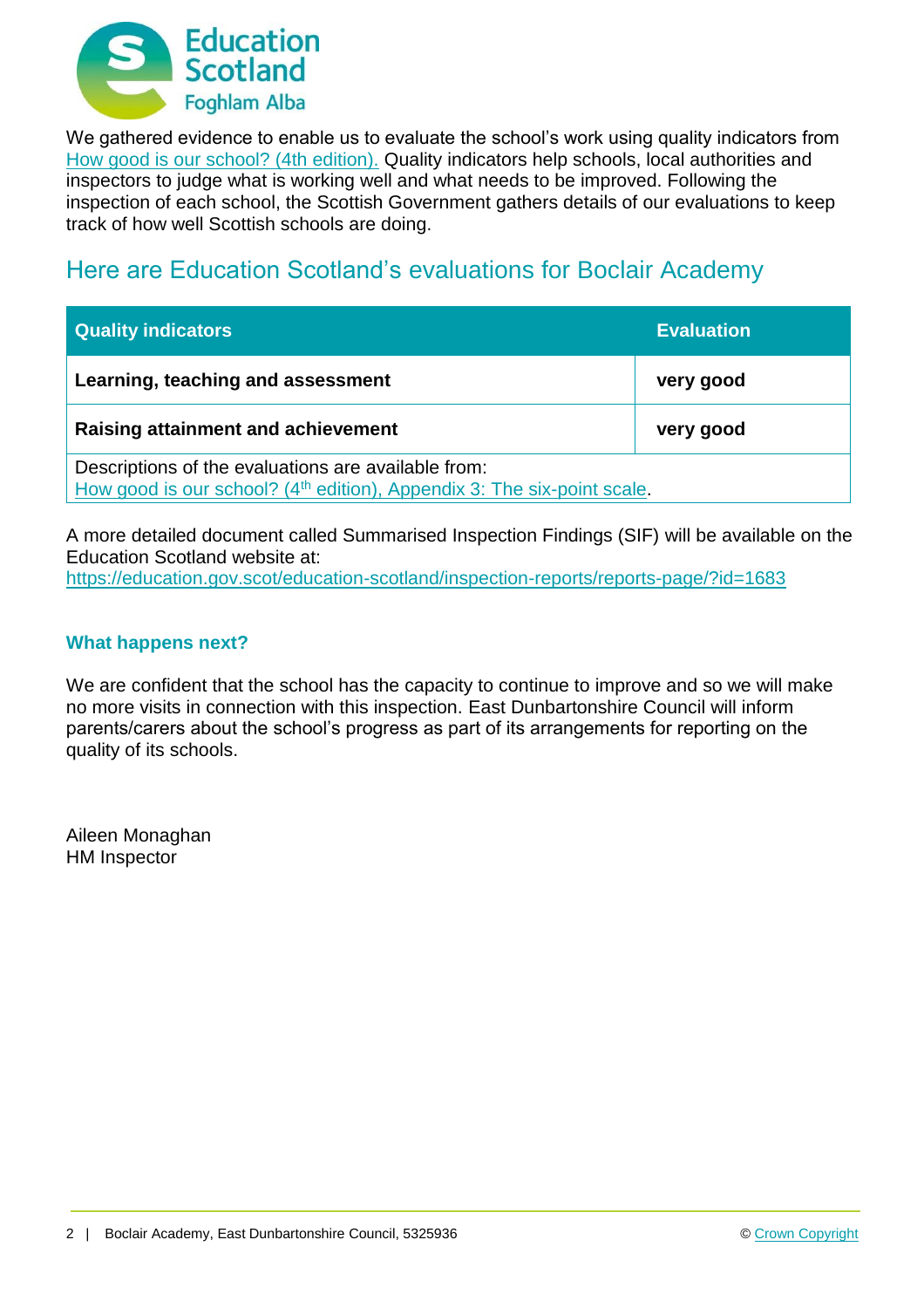We gathered evidence to enable us to evaluate the school's work using quality indicators from How good is our school? (4th edition). Quality indicators help schools, local authorities and inspectors to judge what is working well and what needs to be improved. Following the inspection of each school, the Scottish Government gathers details of our evaluations to keep track of how well Scottish schools are doing.

## Here are Education Scotland's evaluations for Boclair Academy

| Quality indicators | Evaluation |
|---|---|
| **Learning, teaching and assessment** | **very good** |
| **Raising attainment and achievement** | **very good** |
| Descriptions of the evaluations are available from: How good is our school? (4th edition), Appendix 3: The six-point scale. | |

A more detailed document called Summarised Inspection Findings (SIF) will be available on the Education Scotland website at:
https://education.gov.scot/education-scotland/inspection-reports/reports-page/?id=1683

### What happens next?

We are confident that the school has the capacity to continue to improve and so we will make no more visits in connection with this inspection. East Dunbartonshire Council will inform parents/carers about the school's progress as part of its arrangements for reporting on the quality of its schools.

Aileen Monaghan
HM Inspector